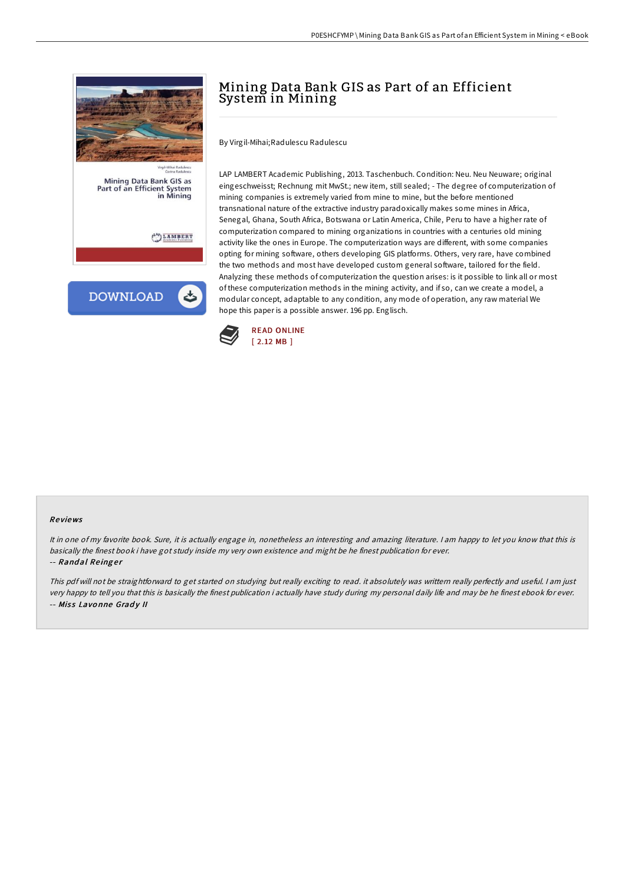# Mining Data Bank GIS as Part of an Efficient System in Mining

By Virgil-Mihai;Radulescu Radulescu

LAP LAMBERT Academic Publishing, 2013. Taschenbuch. Condition: Neu. Neu Neuware; original eingeschweisst; Rechnung mit MwSt.; new item, still sealed; - The degree of computerization of mining companies is extremely varied from mine to mine, but the before mentioned transnational nature of the extractive industry paradoxically makes some mines in Africa, Senegal, Ghana, South Africa, Botswana or Latin America, Chile, Peru to have a higher rate of computerization compared to mining organizations in countries with a centuries old mining activity like the ones in Europe. The computerization ways are different, with some companies opting for mining software, others developing GIS platforms. Others, very rare, have combined the two methods and most have developed custom general software, tailored for the field. Analyzing these methods of computerization the question arises: is it possible to link all or most of these computerization methods in the mining activity, and if so, can we create a model, a modular concept, adaptable to any condition, any mode of operation, any raw material We hope this paper is a possible answer. 196 pp. Englisch.

READ ONLINE
[ 2.12 MB ]

## Reviews

*It in one of my favorite book. Sure, it is actually engage in, nonetheless an interesting and amazing literature. I am happy to let you know that this is basically the finest book i have got study inside my very own existence and might be he finest publication for ever.*

-- ***Randal Reinger***

*This pdf will not be straightforward to get started on studying but really exciting to read. it absolutely was writtern really perfectly and useful. I am just very happy to tell you that this is basically the finest publication i actually have study during my personal daily life and may be he finest ebook for ever.*

-- ***Miss Lavonne Grady II***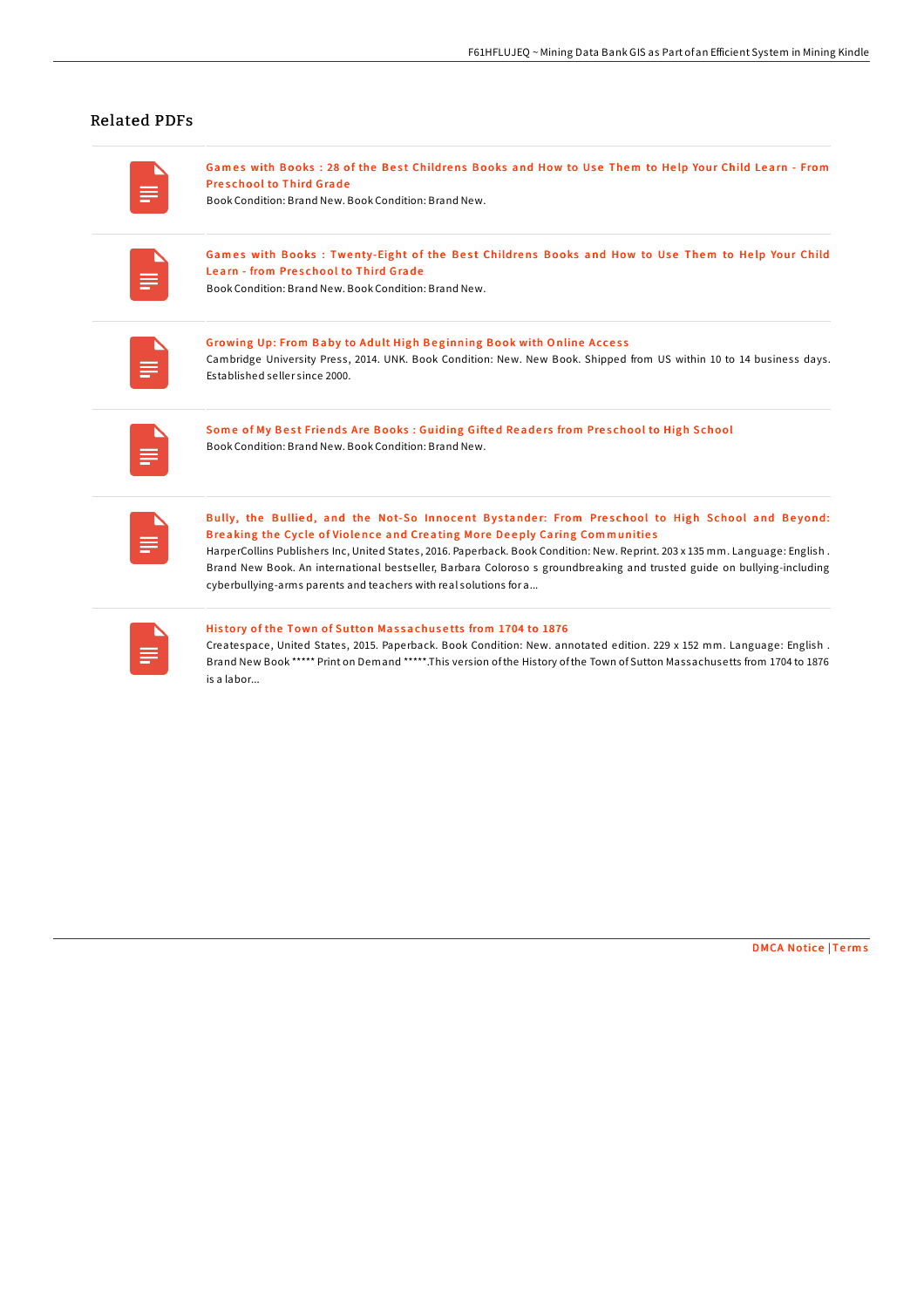## Related PDFs

**Games with Books : 28 of the Best Childrens Books and How to Use Them to Help Your Child Learn - From Preschool to Third Grade**

Book Condition: Brand New. Book Condition: Brand New.

**Games with Books : Twenty-Eight of the Best Childrens Books and How to Use Them to Help Your Child Learn - from Preschool to Third Grade**

Book Condition: Brand New. Book Condition: Brand New.

**Growing Up: From Baby to Adult High Beginning Book with Online Access**

Cambridge University Press, 2014. UNK. Book Condition: New. New Book. Shipped from US within 10 to 14 business days. Established seller since 2000.

**Some of My Best Friends Are Books : Guiding Gifted Readers from Preschool to High School**

Book Condition: Brand New. Book Condition: Brand New.

**Bully, the Bullied, and the Not-So Innocent Bystander: From Preschool to High School and Beyond: Breaking the Cycle of Violence and Creating More Deeply Caring Communities**

HarperCollins Publishers Inc, United States, 2016. Paperback. Book Condition: New. Reprint. 203 x 135 mm. Language: English . Brand New Book. An international bestseller, Barbara Coloroso s groundbreaking and trusted guide on bullying-including cyberbullying-arms parents and teachers with real solutions for a...

**History of the Town of Sutton Massachusetts from 1704 to 1876**

Createspace, United States, 2015. Paperback. Book Condition: New. annotated edition. 229 x 152 mm. Language: English . Brand New Book ***** Print on Demand *****.This version of the History of the Town of Sutton Massachusetts from 1704 to 1876 is a labor...